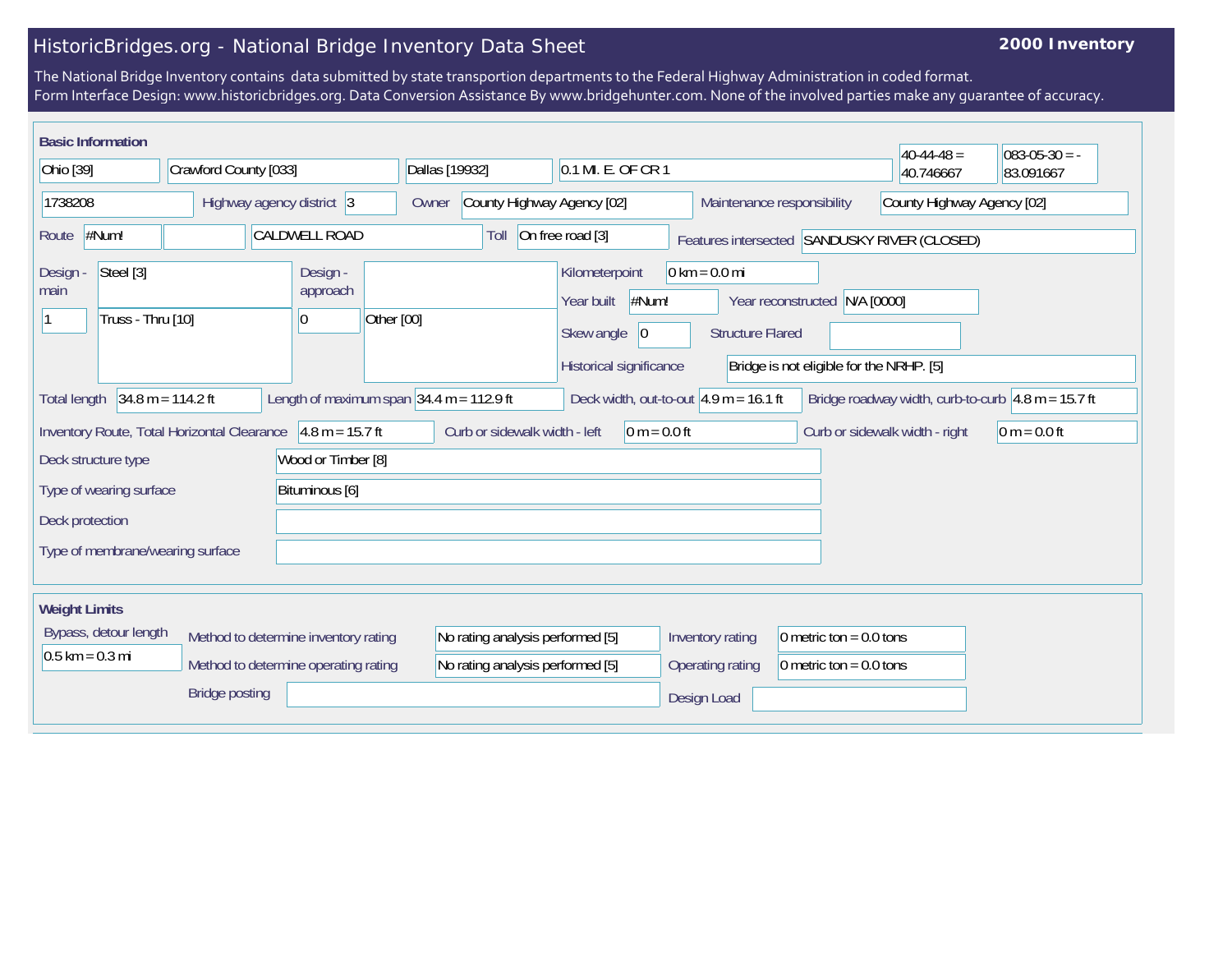# HistoricBridges.org - National Bridge Inventory Data Sheet

**2000 Inventory**

The National Bridge Inventory contains data submitted by state transportion departments to the Federal Highway Administration in coded format.
Form Interface Design: www.historicbridges.org. Data Conversion Assistance By www.bridgehunter.com. None of the involved parties make any guarantee of accuracy.

## Basic Information

| | |
|---|---|
| State | Ohio [39] |
| County | Crawford County [033] |
| Place | Dallas [19932] |
| Location | 0.1 MI. E. OF CR 1 |
| Latitude | 40-44-48 = 40.746667 |
| Longitude | 083-05-30 = -83.091667 |
| Structure Number | 1738208 |
| Highway agency district | 3 |
| Owner | County Highway Agency [02] |
| Maintenance responsibility | County Highway Agency [02] |
| Route | #Num! |
| Facility | CALDWELL ROAD |
| Toll | On free road [3] |
| Features intersected | SANDUSKY RIVER (CLOSED) |
| Design - main | Steel [3] |
| Number of main spans | 1 |
| Main span type | Truss - Thru [10] |
| Design - approach | |
| Number of approach spans | 0 |
| Approach span type | Other [00] |
| Kilometerpoint | 0 km = 0.0 mi |
| Year built | #Num! |
| Year reconstructed | N/A [0000] |
| Skew angle | 0 |
| Structure Flared | |
| Historical significance | Bridge is not eligible for the NRHP. [5] |
| Total length | 34.8 m = 114.2 ft |
| Length of maximum span | 34.4 m = 112.9 ft |
| Deck width, out-to-out | 4.9 m = 16.1 ft |
| Bridge roadway width, curb-to-curb | 4.8 m = 15.7 ft |
| Inventory Route, Total Horizontal Clearance | 4.8 m = 15.7 ft |
| Curb or sidewalk width - left | 0 m = 0.0 ft |
| Curb or sidewalk width - right | 0 m = 0.0 ft |
| Deck structure type | Wood or Timber [8] |
| Type of wearing surface | Bituminous [6] |
| Deck protection | |
| Type of membrane/wearing surface | |

## Weight Limits

| | |
|---|---|
| Bypass, detour length | 0.5 km = 0.3 mi |
| Method to determine inventory rating | No rating analysis performed [5] |
| Inventory rating | 0 metric ton = 0.0 tons |
| Method to determine operating rating | No rating analysis performed [5] |
| Operating rating | 0 metric ton = 0.0 tons |
| Bridge posting | |
| Design Load | |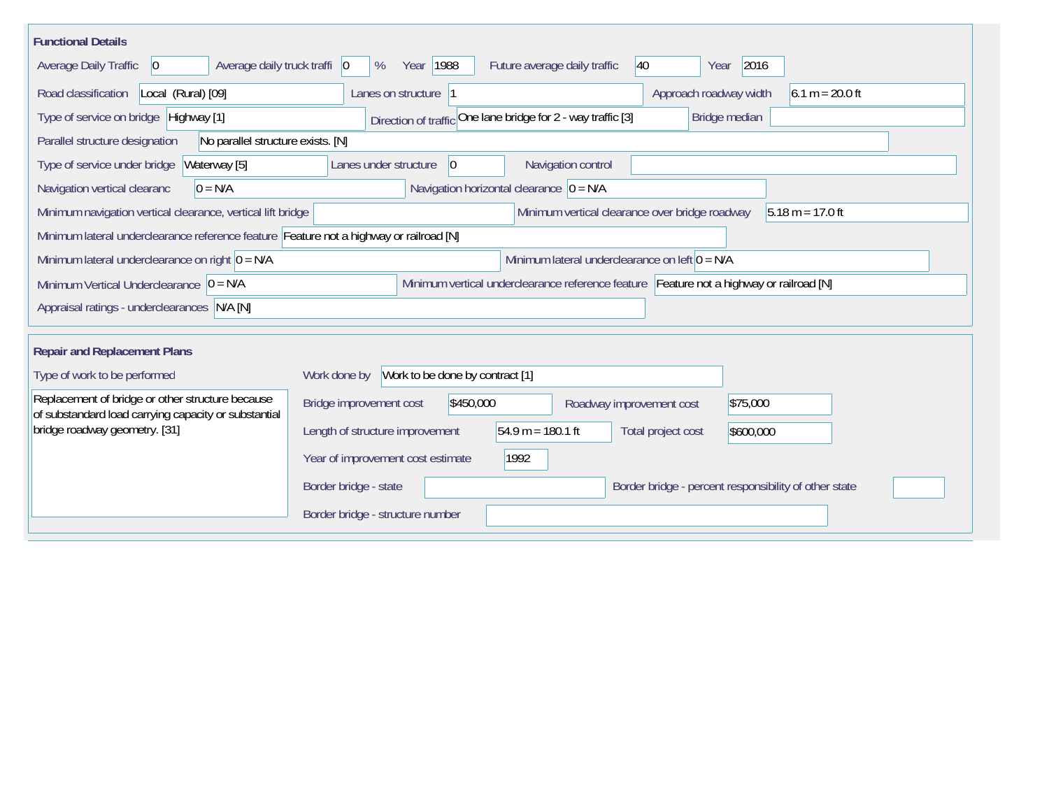## Functional Details

Average Daily Traffic: 0

Average daily truck traffi: 0 %

Year: 1988

Future average daily traffic: 40

Year: 2016

Road classification: Local (Rural) [09]

Lanes on structure: 1

Approach roadway width: 6.1 m = 20.0 ft

Type of service on bridge: Highway [1]

Direction of traffic: One lane bridge for 2 - way traffic [3]

Bridge median:

Parallel structure designation: No parallel structure exists. [N]

Type of service under bridge: Waterway [5]

Lanes under structure: 0

Navigation control:

Navigation vertical clearanc: 0 = N/A

Navigation horizontal clearance: 0 = N/A

Minimum navigation vertical clearance, vertical lift bridge:

Minimum vertical clearance over bridge roadway: 5.18 m = 17.0 ft

Minimum lateral underclearance reference feature: Feature not a highway or railroad [N]

Minimum lateral underclearance on right: 0 = N/A

Minimum lateral underclearance on left: 0 = N/A

Minimum Vertical Underclearance: 0 = N/A

Minimum vertical underclearance reference feature: Feature not a highway or railroad [N]

Appraisal ratings - underclearances: N/A [N]

## Repair and Replacement Plans

Type of work to be performed:

Replacement of bridge or other structure because of substandard load carrying capacity or substantial bridge roadway geometry. [31]

Work done by: Work to be done by contract [1]

Bridge improvement cost: $450,000

Roadway improvement cost: $75,000

Length of structure improvement: 54.9 m = 180.1 ft

Total project cost: $600,000

Year of improvement cost estimate: 1992

Border bridge - state:

Border bridge - percent responsibility of other state:

Border bridge - structure number: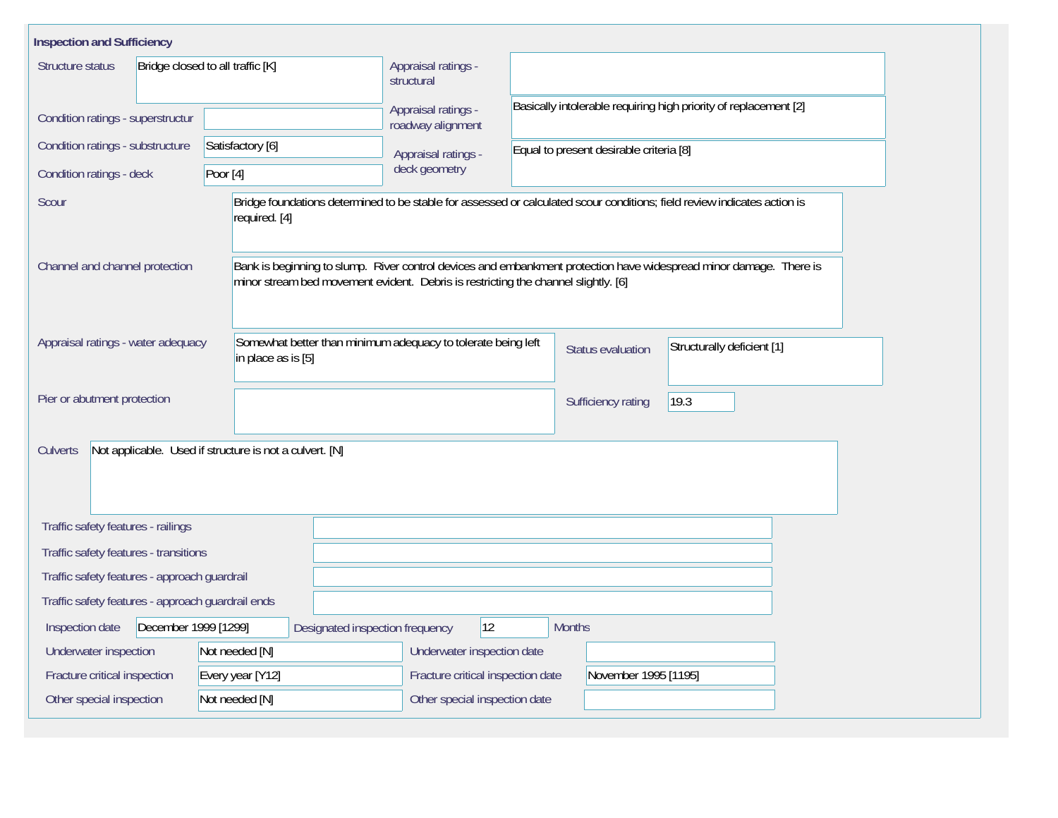## Inspection and Sufficiency

| Field | Value |
| --- | --- |
| Structure status | Bridge closed to all traffic [K] |
| Condition ratings - superstructur | |
| Condition ratings - substructure | Satisfactory [6] |
| Condition ratings - deck | Poor [4] |
| Appraisal ratings - structural | |
| Appraisal ratings - roadway alignment | Basically intolerable requiring high priority of replacement [2] |
| Appraisal ratings - deck geometry | Equal to present desirable criteria [8] |
| Scour | Bridge foundations determined to be stable for assessed or calculated scour conditions; field review indicates action is required. [4] |
| Channel and channel protection | Bank is beginning to slump. River control devices and embankment protection have widespread minor damage. There is minor stream bed movement evident. Debris is restricting the channel slightly. [6] |
| Appraisal ratings - water adequacy | Somewhat better than minimum adequacy to tolerate being left in place as is [5] |
| Status evaluation | Structurally deficient [1] |
| Pier or abutment protection | |
| Sufficiency rating | 19.3 |
| Culverts | Not applicable. Used if structure is not a culvert. [N] |
| Traffic safety features - railings | |
| Traffic safety features - transitions | |
| Traffic safety features - approach guardrail | |
| Traffic safety features - approach guardrail ends | |
| Inspection date | December 1999 [1299] |
| Designated inspection frequency | 12 Months |
| Underwater inspection | Not needed [N] |
| Underwater inspection date | |
| Fracture critical inspection | Every year [Y12] |
| Fracture critical inspection date | November 1995 [1195] |
| Other special inspection | Not needed [N] |
| Other special inspection date | |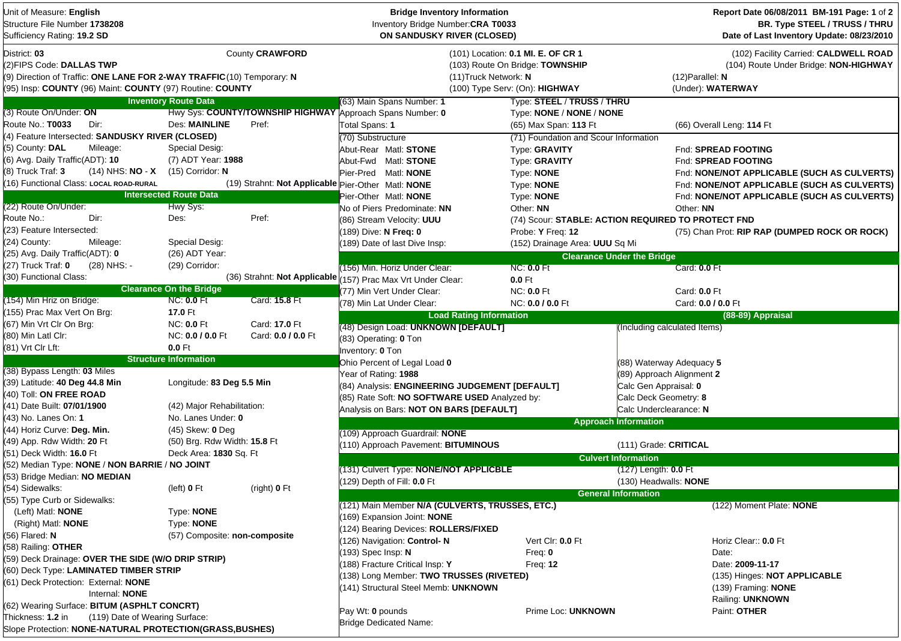Unit of Measure: **English**
Structure File Number **1738208**
Sufficiency Rating: **19.2 SD**

**Bridge Inventory Information**
Inventory Bridge Number: **CRA T0033**
**ON SANDUSKY RIVER (CLOSED)**

**Report Date 06/08/2011 BM-191 Page: 1 of 2**
**BR. Type STEEL / TRUSS / THRU**
**Date of Last Inventory Update: 08/23/2010**

District: **03** County **CRAWFORD**
(2)FIPS Code: **DALLAS TWP**
(9) Direction of Traffic: **ONE LANE FOR 2-WAY TRAFFIC** (10) Temporary: **N**
(95) Insp: **COUNTY** (96) Maint: **COUNTY** (97) Routine: **COUNTY**

(101) Location: **0.1 MI. E. OF CR 1**
(103) Route On Bridge: **TOWNSHIP**
(11)Truck Network: **N**
(100) Type Serv: (On): **HIGHWAY**

(102) Facility Carried: **CALDWELL ROAD**
(104) Route Under Bridge: **NON-HIGHWAY**
(12)Parallel: **N**
(Under): **WATERWAY**

## Inventory Route Data

(3) Route On/Under: **ON** Hwy Sys: **COUNTY/TOWNSHIP HIGHWAY**
Route No.: **T0033** Dir: Des: **MAINLINE** Pref:
(4) Feature Intersected: **SANDUSKY RIVER (CLOSED)**
(5) County: **DAL** Mileage: Special Desig:
(6) Avg. Daily Traffic(ADT): **10** (7) ADT Year: **1988**
(8) Truck Traf: **3** (14) NHS: **NO - X** (15) Corridor: **N**
(16) Functional Class: **LOCAL ROAD-RURAL** (19) Strahnt: **Not Applicable**

## Intersected Route Data

(22) Route On/Under: Hwy Sys:
Route No.: Dir: Des: Pref:
(23) Feature Intersected:
(24) County: Mileage: Special Desig:
(25) Avg. Daily Traffic(ADT): **0** (26) ADT Year:
(27) Truck Traf: **0** (28) NHS: **-** (29) Corridor:
(30) Functional Class: (36) Strahnt: **Not Applicable**

## Clearance On the Bridge

| | | |
|---|---|---|
| (154) Min Hriz on Bridge: | NC: **0.0** Ft | Card: **15.8** Ft |
| (155) Prac Max Vert On Brg: | **17.0** Ft | |
| (67) Min Vrt Clr On Brg: | NC: **0.0** Ft | Card: **17.0** Ft |
| (80) Min Latl Clr: | NC: **0.0 / 0.0** Ft | Card: **0.0 / 0.0** Ft |
| (81) Vrt Clr Lft: | **0.0** Ft | |

## Structure Information

(38) Bypass Length: **03** Miles
(39) Latitude: **40 Deg 44.8 Min** Longitude: **83 Deg 5.5 Min**
(40) Toll: **ON FREE ROAD**
(41) Date Built: **07/01/1900** (42) Major Rehabilitation:
(43) No. Lanes On: **1** No. Lanes Under: **0**
(44) Horiz Curve: **Deg. Min.** (45) Skew: **0** Deg
(49) App. Rdw Width: **20** Ft (50) Brg. Rdw Width: **15.8** Ft
(51) Deck Width: **16.0** Ft Deck Area: **1830** Sq. Ft
(52) Median Type: **NONE / NON BARRIE / NO JOINT**
(53) Bridge Median: **NO MEDIAN**
(54) Sidewalks: (left) **0** Ft (right) **0** Ft
(55) Type Curb or Sidewalks:
(Left) Matl: **NONE** Type: **NONE**
(Right) Matl: **NONE** Type: **NONE**
(56) Flared: **N** (57) Composite: **non-composite**
(58) Railing: **OTHER**
(59) Deck Drainage: **OVER THE SIDE (W/O DRIP STRIP)**
(60) Deck Type: **LAMINATED TIMBER STRIP**
(61) Deck Protection: External: **NONE**
Internal: **NONE**
(62) Wearing Surface: **BITUM (ASPHLT CONCRT)**
Thickness: **1.2** in (119) Date of Wearing Surface:
Slope Protection: **NONE-NATURAL PROTECTION(GRASS,BUSHES)**

(63) Main Spans Number: **1** Type: **STEEL / TRUSS / THRU**
Approach Spans Number: **0** Type: **NONE / NONE / NONE**
Total Spans: **1** (65) Max Span: **113** Ft (66) Overall Leng: **114** Ft

| (70) Substructure | (71) Foundation and Scour Information | |
|---|---|---|
| Abut-Rear Matl: **STONE** | Type: **GRAVITY** | Fnd: **SPREAD FOOTING** |
| Abut-Fwd Matl: **STONE** | Type: **GRAVITY** | Fnd: **SPREAD FOOTING** |
| Pier-Pred Matl: **NONE** | Type: **NONE** | Fnd: **NONE/NOT APPLICABLE (SUCH AS CULVERTS)** |
| Pier-Other Matl: **NONE** | Type: **NONE** | Fnd: **NONE/NOT APPLICABLE (SUCH AS CULVERTS)** |
| Pier-Other Matl: **NONE** | Type: **NONE** | Fnd: **NONE/NOT APPLICABLE (SUCH AS CULVERTS)** |
| No of Piers Predominate: **NN** | Other: **NN** | Other: **NN** |

(86) Stream Velocity: **UUU** (74) Scour: **STABLE: ACTION REQUIRED TO PROTECT FND**
(189) Dive: **N** Freq: **0** Probe: **Y** Freq: **12** (75) Chan Prot: **RIP RAP (DUMPED ROCK OR ROCK)**
(189) Date of last Dive Insp: (152) Drainage Area: **UUU** Sq Mi

## Clearance Under the Bridge

| | | |
|---|---|---|
| (156) Min. Horiz Under Clear: | NC: **0.0** Ft | Card: **0.0** Ft |
| (157) Prac Max Vrt Under Clear: | **0.0** Ft | |
| (77) Min Vert Under Clear: | NC: **0.0** Ft | Card: **0.0** Ft |
| (78) Min Lat Under Clear: | NC: **0.0 / 0.0** Ft | Card: **0.0 / 0.0** Ft |

## Load Rating Information

(48) Design Load: **UNKNOWN [DEFAULT]**
(83) Operating: **0** Ton
Inventory: **0** Ton
Ohio Percent of Legal Load **0**
Year of Rating: **1988**
(84) Analysis: **ENGINEERING JUDGEMENT [DEFAULT]**
(85) Rate Soft: **NO SOFTWARE USED** Analyzed by:
Analysis on Bars: **NOT ON BARS [DEFAULT]**

## (88-89) Appraisal

(Including calculated Items)
(88) Waterway Adequacy **5**
(89) Approach Alignment **2**
Calc Gen Appraisal: **0**
Calc Deck Geometry: **8**
Calc Underclearance: **N**

## Approach Information

(109) Approach Guardrail: **NONE**
(110) Approach Pavement: **BITUMINOUS** (111) Grade: **CRITICAL**

## Culvert Information

(131) Culvert Type: **NONE/NOT APPLICBLE** (127) Length: **0.0** Ft
(129) Depth of Fill: **0.0** Ft (130) Headwalls: **NONE**

## General Information

(121) Main Member **N/A (CULVERTS, TRUSSES, ETC.)** (122) Moment Plate: **NONE**
(169) Expansion Joint: **NONE**
(124) Bearing Devices: **ROLLERS/FIXED**
(126) Navigation: **Control- N** Vert Clr: **0.0** Ft Horiz Clear:: **0.0** Ft
(193) Spec Insp: **N** Freq: **0** Date:
(188) Fracture Critical Insp: **Y** Freq: **12** Date: **2009-11-17**
(138) Long Member: **TWO TRUSSES (RIVETED)** (135) Hinges: **NOT APPLICABLE**
(141) Structural Steel Memb: **UNKNOWN** (139) Framing: **NONE**
Railing: **UNKNOWN**
Pay Wt: **0** pounds Prime Loc: **UNKNOWN** Paint: **OTHER**
Bridge Dedicated Name: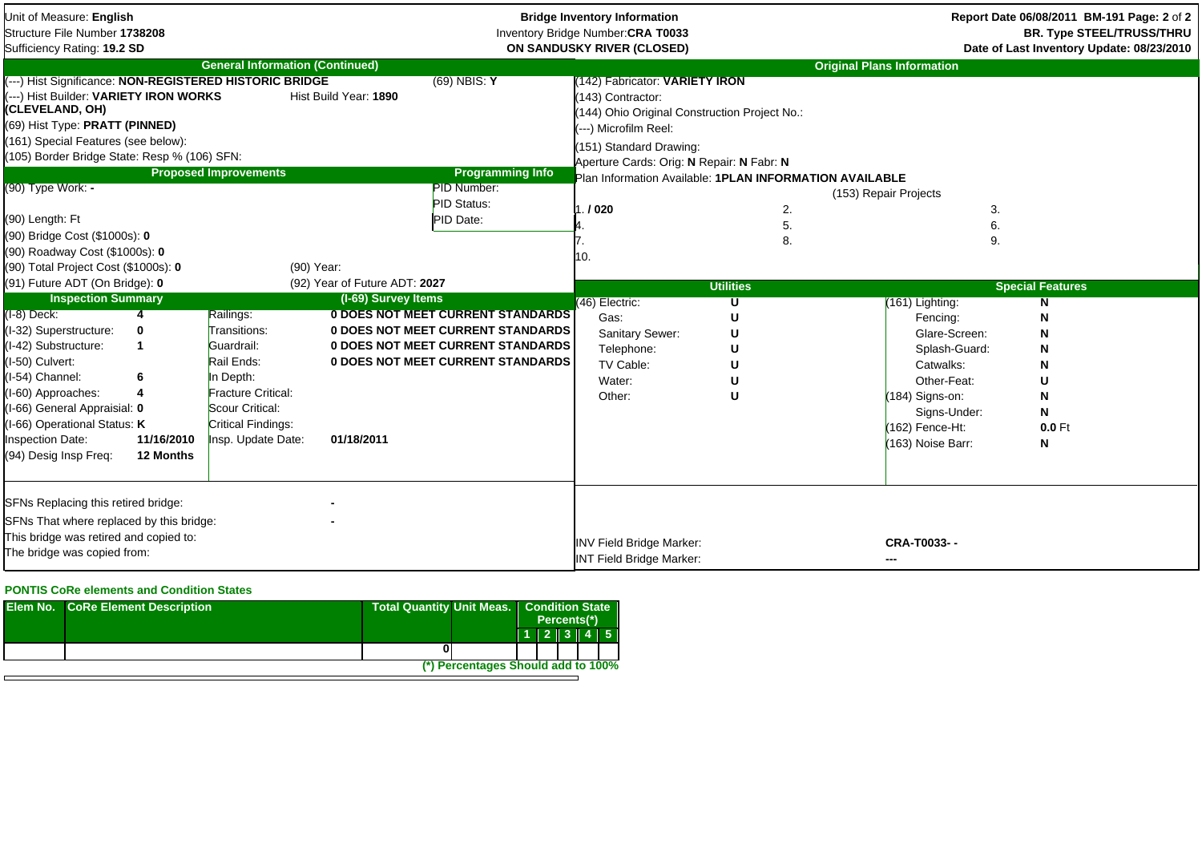Unit of Measure: **English**
Structure File Number **1738208**
Sufficiency Rating: **19.2 SD**

**Bridge Inventory Information**
Inventory Bridge Number: **CRA T0033**
**ON SANDUSKY RIVER (CLOSED)**

**Report Date 06/08/2011 BM-191 Page: 2 of 2**
**BR. Type STEEL/TRUSS/THRU**
**Date of Last Inventory Update: 08/23/2010**

## General Information (Continued)

(---) Hist Significance: **NON-REGISTERED HISTORIC BRIDGE** (69) NBIS: **Y**
(---) Hist Builder: **VARIETY IRON WORKS (CLEVELAND, OH)** Hist Build Year: **1890**
(69) Hist Type: **PRATT (PINNED)**
(161) Special Features (see below):
(105) Border Bridge State: Resp % (106) SFN:

## Original Plans Information

(142) Fabricator: **VARIETY IRON**
(143) Contractor:
(144) Ohio Original Construction Project No.:
(---) Microfilm Reel:
(151) Standard Drawing:
Aperture Cards: Orig: **N** Repair: **N** Fabr: **N**
Plan Information Available: **1PLAN INFORMATION AVAILABLE**

(153) Repair Projects

| | | |
|---|---|---|
| 1. **/ 020** | 2. | 3. |
| 4. | 5. | 6. |
| 7. | 8. | 9. |
| 10. | | |

## Proposed Improvements

(90) Type Work: **-**
(90) Length: Ft
(90) Bridge Cost ($1000s): **0**
(90) Roadway Cost ($1000s): **0**
(90) Total Project Cost ($1000s): **0** (90) Year:
(91) Future ADT (On Bridge): **0** (92) Year of Future ADT: **2027**

## Programming Info

PID Number:
PID Status:
PID Date:

## Inspection Summary

| | | | |
|---|---|---|---|
| (I-8) Deck: | **4** | Railings: | **0 DOES NOT MEET CURRENT STANDARDS** |
| (I-32) Superstructure: | **0** | Transitions: | **0 DOES NOT MEET CURRENT STANDARDS** |
| (I-42) Substructure: | **1** | Guardrail: | **0 DOES NOT MEET CURRENT STANDARDS** |
| (I-50) Culvert: | | Rail Ends: | **0 DOES NOT MEET CURRENT STANDARDS** |
| (I-54) Channel: | **6** | In Depth: | |
| (I-60) Approaches: | **4** | Fracture Critical: | |
| (I-66) General Appraisal: | **0** | Scour Critical: | |
| (I-66) Operational Status: | **K** | Critical Findings: | |
| Inspection Date: | **11/16/2010** | Insp. Update Date: | **01/18/2011** |
| (94) Desig Insp Freq: | **12 Months** | | |

(I-69) Survey Items as listed above.

## Utilities

| | |
|---|---|
| (46) Electric: | **U** |
| Gas: | **U** |
| Sanitary Sewer: | **U** |
| Telephone: | **U** |
| TV Cable: | **U** |
| Water: | **U** |
| Other: | **U** |

## Special Features

| | |
|---|---|
| (161) Lighting: | **N** |
| Fencing: | **N** |
| Glare-Screen: | **N** |
| Splash-Guard: | **N** |
| Catwalks: | **N** |
| Other-Feat: | **U** |
| (184) Signs-on: | **N** |
| Signs-Under: | **N** |
| (162) Fence-Ht: | **0.0** Ft |
| (163) Noise Barr: | **N** |

SFNs Replacing this retired bridge: **-**
SFNs That where replaced by this bridge: **-**
This bridge was retired and copied to:
The bridge was copied from:

INV Field Bridge Marker: **CRA-T0033- -**
INT Field Bridge Marker: **---**

### PONTIS CoRe elements and Condition States

| Elem No. | CoRe Element Description | Total Quantity | Unit Meas. | Condition State Percents(*) 1 | 2 | 3 | 4 | 5 |
|---|---|---|---|---|---|---|---|---|
| | | 0 | | | | | | |

(*) Percentages Should add to 100%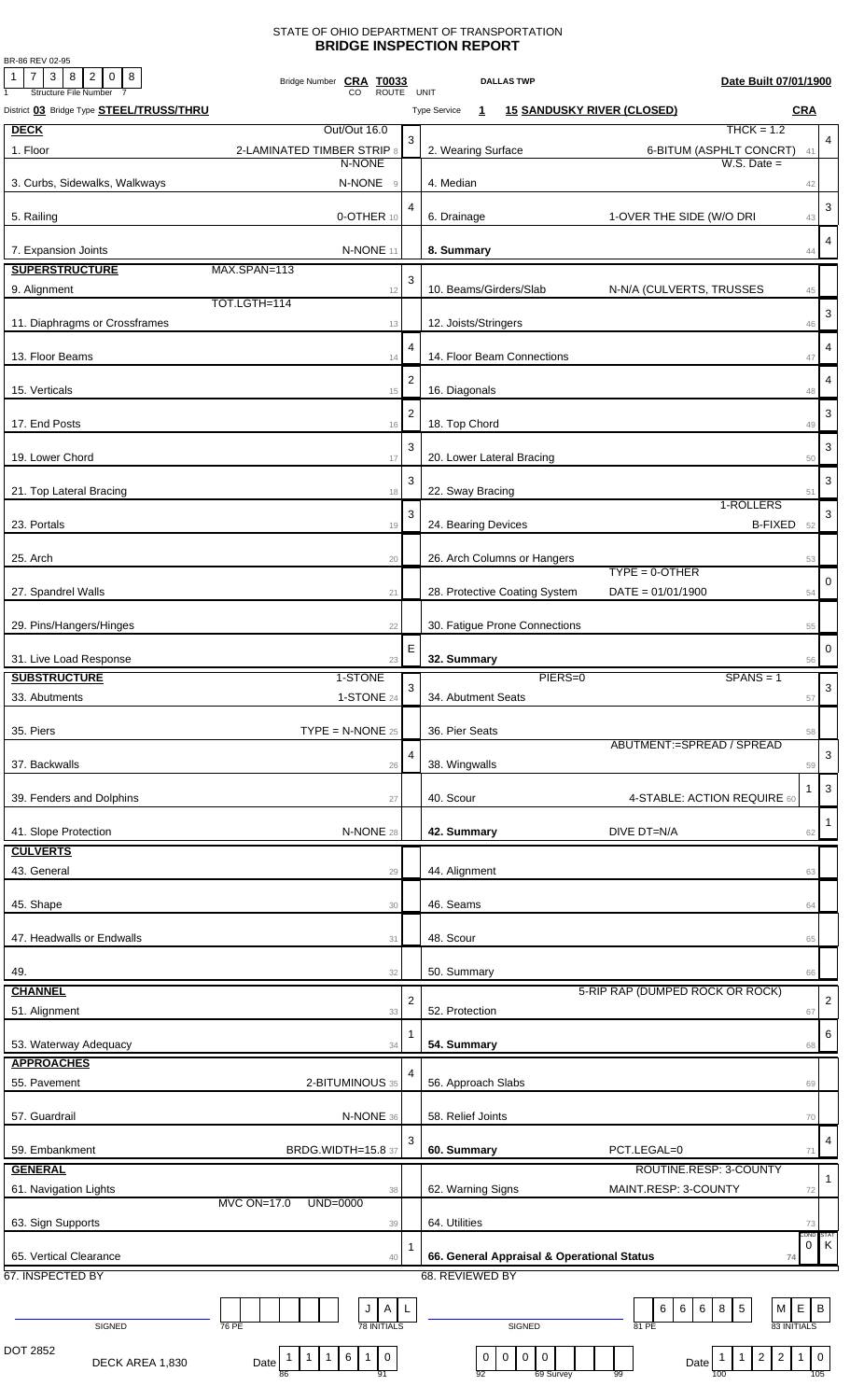BR-86 REV 02-95

# STATE OF OHIO DEPARTMENT OF TRANSPORTATION
## BRIDGE INSPECTION REPORT

Structure File Number: 1 7 3 8 2 0 8

Bridge Number: **CRA T0033** (CO ROUTE UNIT) **DALLAS TWP** **Date Built 07/01/1900**

District **03** Bridge Type **STEEL/TRUSS/THRU** Type Service **1** **15 SANDUSKY RIVER (CLOSED)** **CRA**

| Item | Description | Code | Rating | Item | Description | Code | Rating |
|---|---|---|---|---|---|---|---|
| **DECK** | Out/Out 16.0 | | | | THCK = 1.2 | | |
| 1. Floor | 2-LAMINATED TIMBER STRIP | 8 | 3 | 2. Wearing Surface | 6-BITUM (ASPHLT CONCRT) | 41 | 4 |
| 3. Curbs, Sidewalks, Walkways | N-NONE / N-NONE | 9 | | 4. Median | W.S. Date = | 42 | |
| 5. Railing | 0-OTHER | 10 | 4 | 6. Drainage | 1-OVER THE SIDE (W/O DRI | 43 | 3 |
| 7. Expansion Joints | N-NONE | 11 | | 8. Summary | | 44 | 4 |
| **SUPERSTRUCTURE** | MAX.SPAN=113 | | | | | | |
| 9. Alignment | | 12 | 3 | 10. Beams/Girders/Slab | N-N/A (CULVERTS, TRUSSES | 45 | |
| 11. Diaphragms or Crossframes | TOT.LGTH=114 | 13 | | 12. Joists/Stringers | | 46 | 3 |
| 13. Floor Beams | | 14 | 4 | 14. Floor Beam Connections | | 47 | 4 |
| 15. Verticals | | 15 | 2 | 16. Diagonals | | 48 | 4 |
| 17. End Posts | | 16 | 2 | 18. Top Chord | | 49 | 3 |
| 19. Lower Chord | | 17 | 3 | 20. Lower Lateral Bracing | | 50 | 3 |
| 21. Top Lateral Bracing | | 18 | 3 | 22. Sway Bracing | | 51 | 3 |
| 23. Portals | | 19 | 3 | 24. Bearing Devices | 1-ROLLERS / B-FIXED | 52 | 3 |
| 25. Arch | | 20 | | 26. Arch Columns or Hangers | | 53 | |
| 27. Spandrel Walls | | 21 | | 28. Protective Coating System | TYPE = 0-OTHER / DATE = 01/01/1900 | 54 | 0 |
| 29. Pins/Hangers/Hinges | | 22 | | 30. Fatigue Prone Connections | | 55 | |
| 31. Live Load Response | | 23 | E | 32. Summary | | 56 | 0 |
| **SUBSTRUCTURE** | 1-STONE | | | | PIERS=0 SPANS = 1 | | |
| 33. Abutments | 1-STONE | 24 | 3 | 34. Abutment Seats | | 57 | 3 |
| 35. Piers | TYPE = N-NONE | 25 | | 36. Pier Seats | | 58 | |
| 37. Backwalls | | 26 | 4 | 38. Wingwalls | ABUTMENT:=SPREAD / SPREAD | 59 | 3 |
| 39. Fenders and Dolphins | | 27 | | 40. Scour | 1 / 4-STABLE: ACTION REQUIRE | 60 | 3 |
| 41. Slope Protection | N-NONE | 28 | | 42. Summary | DIVE DT=N/A | 62 | 1 |
| **CULVERTS** | | | | | | | |
| 43. General | | 29 | | 44. Alignment | | 63 | |
| 45. Shape | | 30 | | 46. Seams | | 64 | |
| 47. Headwalls or Endwalls | | 31 | | 48. Scour | | 65 | |
| 49. | | 32 | | 50. Summary | | 66 | |
| **CHANNEL** | | | | | | | |
| 51. Alignment | | 33 | 2 | 52. Protection | 5-RIP RAP (DUMPED ROCK OR ROCK) | 67 | 2 |
| 53. Waterway Adequacy | | 34 | 1 | 54. Summary | | 68 | 6 |
| **APPROACHES** | | | | | | | |
| 55. Pavement | 2-BITUMINOUS | 35 | 4 | 56. Approach Slabs | | 69 | |
| 57. Guardrail | N-NONE | 36 | | 58. Relief Joints | | 70 | |
| 59. Embankment | BRDG.WIDTH=15.8 | 37 | 3 | 60. Summary | PCT.LEGAL=0 | 71 | 4 |
| **GENERAL** | | | | | | | |
| 61. Navigation Lights | | 38 | | 62. Warning Signs | ROUTINE.RESP: 3-COUNTY / MAINT.RESP: 3-COUNTY | 72 | 1 |
| 63. Sign Supports | MVC ON=17.0 UND=0000 | 39 | | 64. Utilities | | 73 | |
| 65. Vertical Clearance | | 40 | 1 | 66. General Appraisal & Operational Status | | 74 | COND 0 / STAT K |

67. INSPECTED BY — SIGNED ________ 76 PE: ________ 78 INITIALS: J A L

68. REVIEWED BY — SIGNED ________ 81 PE: 6 6 6 8 5 — 83 INITIALS: M E B

DOT 2852

DECK AREA 1,830

Date (86–91): 1 1 1 6 1 0

92 / 69 Survey: 0 0 0 0

Date (100–105): 1 1 2 2 1 0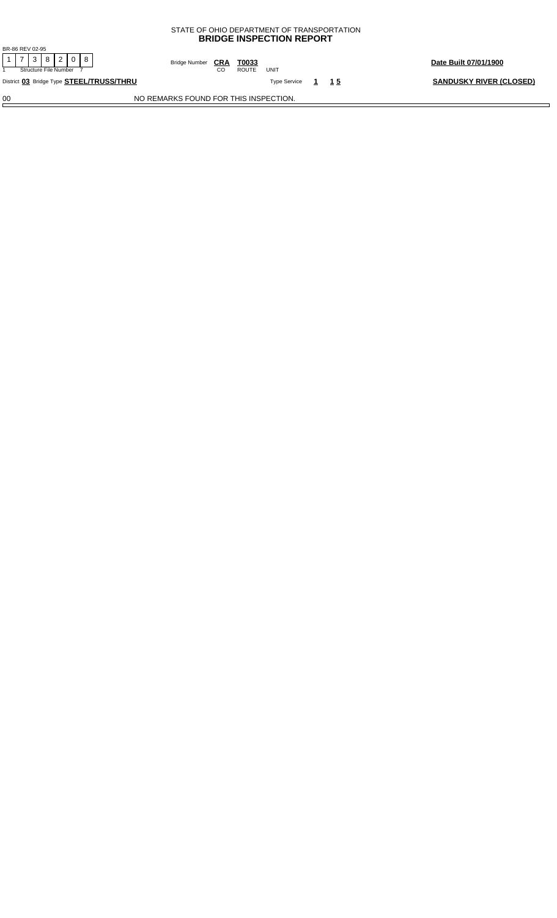STATE OF OHIO DEPARTMENT OF TRANSPORTATION
**BRIDGE INSPECTION REPORT**

BR-86 REV 02-95

| 1 | 7 | 3 | 8 | 2 | 0 | 8 |
|---|---|---|---|---|---|---|

1 Structure File Number 7

Bridge Number **CRA** (CO) **T0033** (ROUTE) UNIT

**Date Built 07/01/1900**

District **03** Bridge Type **STEEL/TRUSS/THRU**

Type Service **1** **1 5**

**SANDUSKY RIVER (CLOSED)**

00 NO REMARKS FOUND FOR THIS INSPECTION.